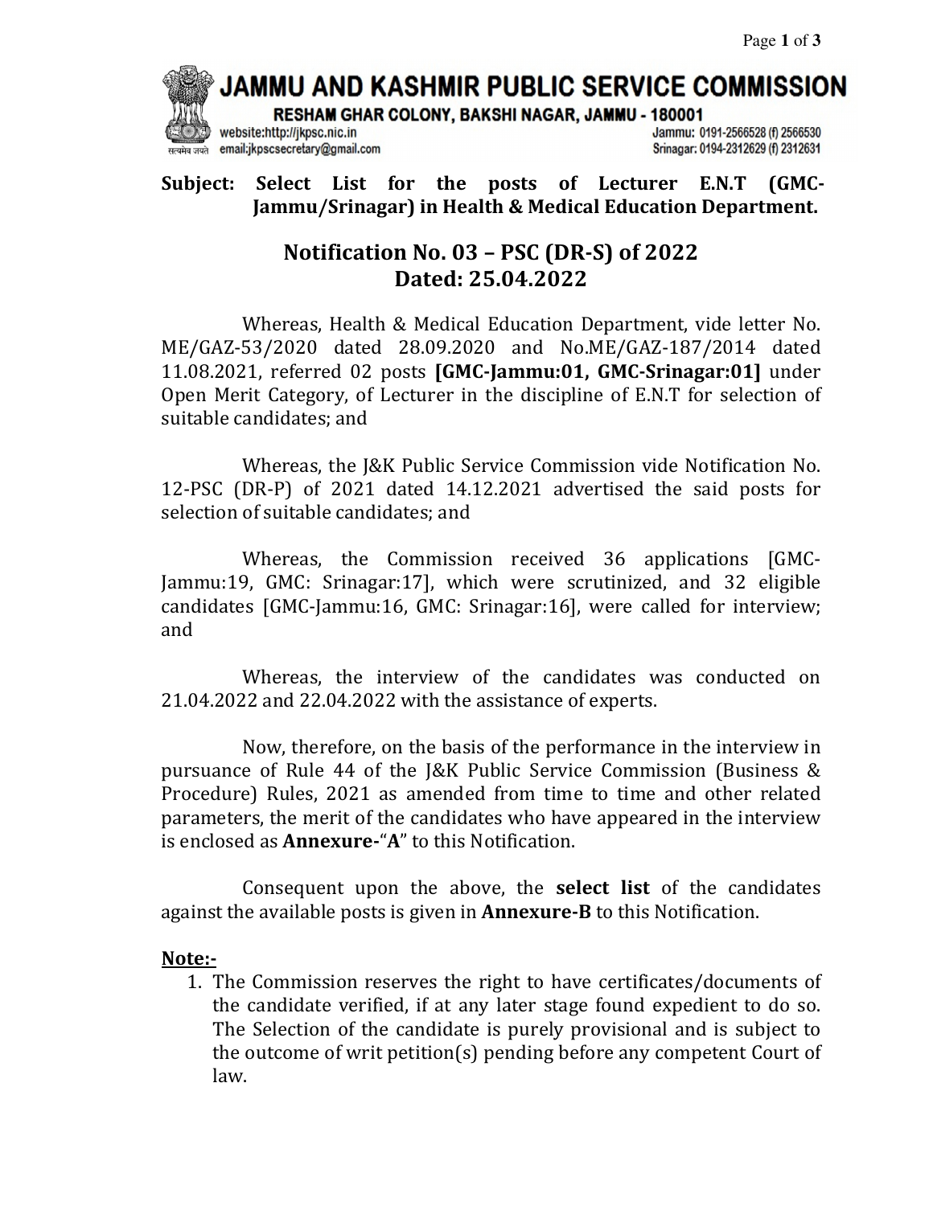# JAMMU AND KASHMIR PUBLIC SERVICE COMMISSION

RESHAM GHAR COLONY, BAKSHI NAGAR, JAMMU - 180001

website:http://jkpsc.nic.in
email:jkpscsecretary@gmail.com

Jammu: 0191-2566528 (f) 2566530
Srinagar: 0194-2312629 (f) 2312631

**Subject: Select List for the posts of Lecturer E.N.T (GMC-Jammu/Srinagar) in Health & Medical Education Department.**

## Notification No. 03 – PSC (DR-S) of 2022
## Dated: 25.04.2022

Whereas, Health & Medical Education Department, vide letter No. ME/GAZ-53/2020 dated 28.09.2020 and No.ME/GAZ-187/2014 dated 11.08.2021, referred 02 posts **[GMC-Jammu:01, GMC-Srinagar:01]** under Open Merit Category, of Lecturer in the discipline of E.N.T for selection of suitable candidates; and

Whereas, the J&K Public Service Commission vide Notification No. 12-PSC (DR-P) of 2021 dated 14.12.2021 advertised the said posts for selection of suitable candidates; and

Whereas, the Commission received 36 applications [GMC-Jammu:19, GMC: Srinagar:17], which were scrutinized, and 32 eligible candidates [GMC-Jammu:16, GMC: Srinagar:16], were called for interview; and

Whereas, the interview of the candidates was conducted on 21.04.2022 and 22.04.2022 with the assistance of experts.

Now, therefore, on the basis of the performance in the interview in pursuance of Rule 44 of the J&K Public Service Commission (Business & Procedure) Rules, 2021 as amended from time to time and other related parameters, the merit of the candidates who have appeared in the interview is enclosed as **Annexure-**"**A**" to this Notification.

Consequent upon the above, the **select list** of the candidates against the available posts is given in **Annexure-B** to this Notification.

**Note:-**

1. The Commission reserves the right to have certificates/documents of the candidate verified, if at any later stage found expedient to do so. The Selection of the candidate is purely provisional and is subject to the outcome of writ petition(s) pending before any competent Court of law.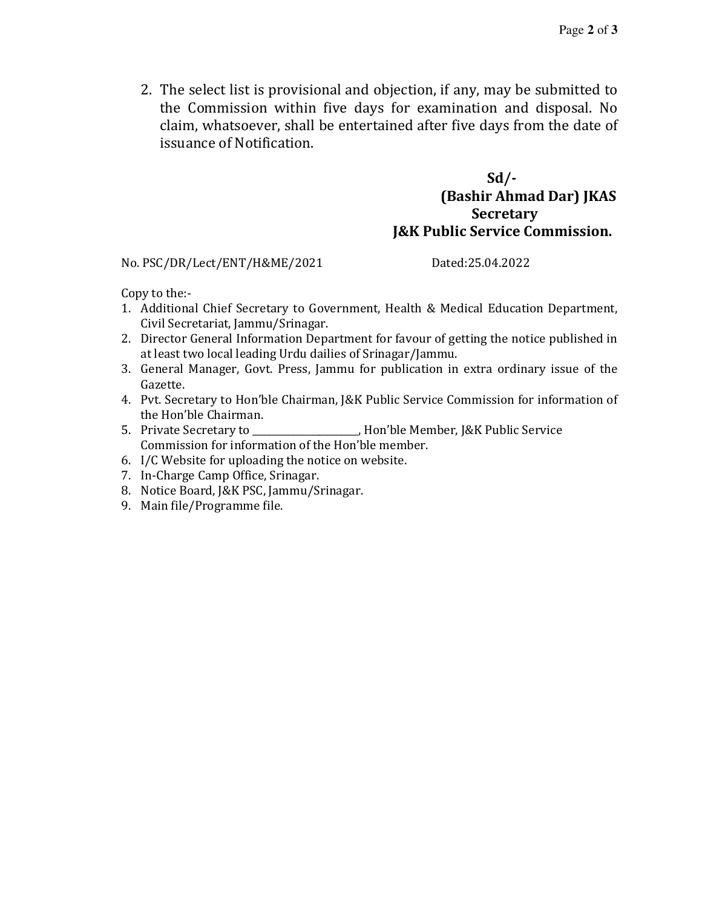2. The select list is provisional and objection, if any, may be submitted to the Commission within five days for examination and disposal. No claim, whatsoever, shall be entertained after five days from the date of issuance of Notification.

**Sd/-**
**(Bashir Ahmad Dar) JKAS**
**Secretary**
**J&K Public Service Commission.**

No. PSC/DR/Lect/ENT/H&ME/2021 Dated:25.04.2022

Copy to the:-

1. Additional Chief Secretary to Government, Health & Medical Education Department, Civil Secretariat, Jammu/Srinagar.
2. Director General Information Department for favour of getting the notice published in at least two local leading Urdu dailies of Srinagar/Jammu.
3. General Manager, Govt. Press, Jammu for publication in extra ordinary issue of the Gazette.
4. Pvt. Secretary to Hon'ble Chairman, J&K Public Service Commission for information of the Hon'ble Chairman.
5. Private Secretary to ______________________, Hon'ble Member, J&K Public Service Commission for information of the Hon'ble member.
6. I/C Website for uploading the notice on website.
7. In-Charge Camp Office, Srinagar.
8. Notice Board, J&K PSC, Jammu/Srinagar.
9. Main file/Programme file.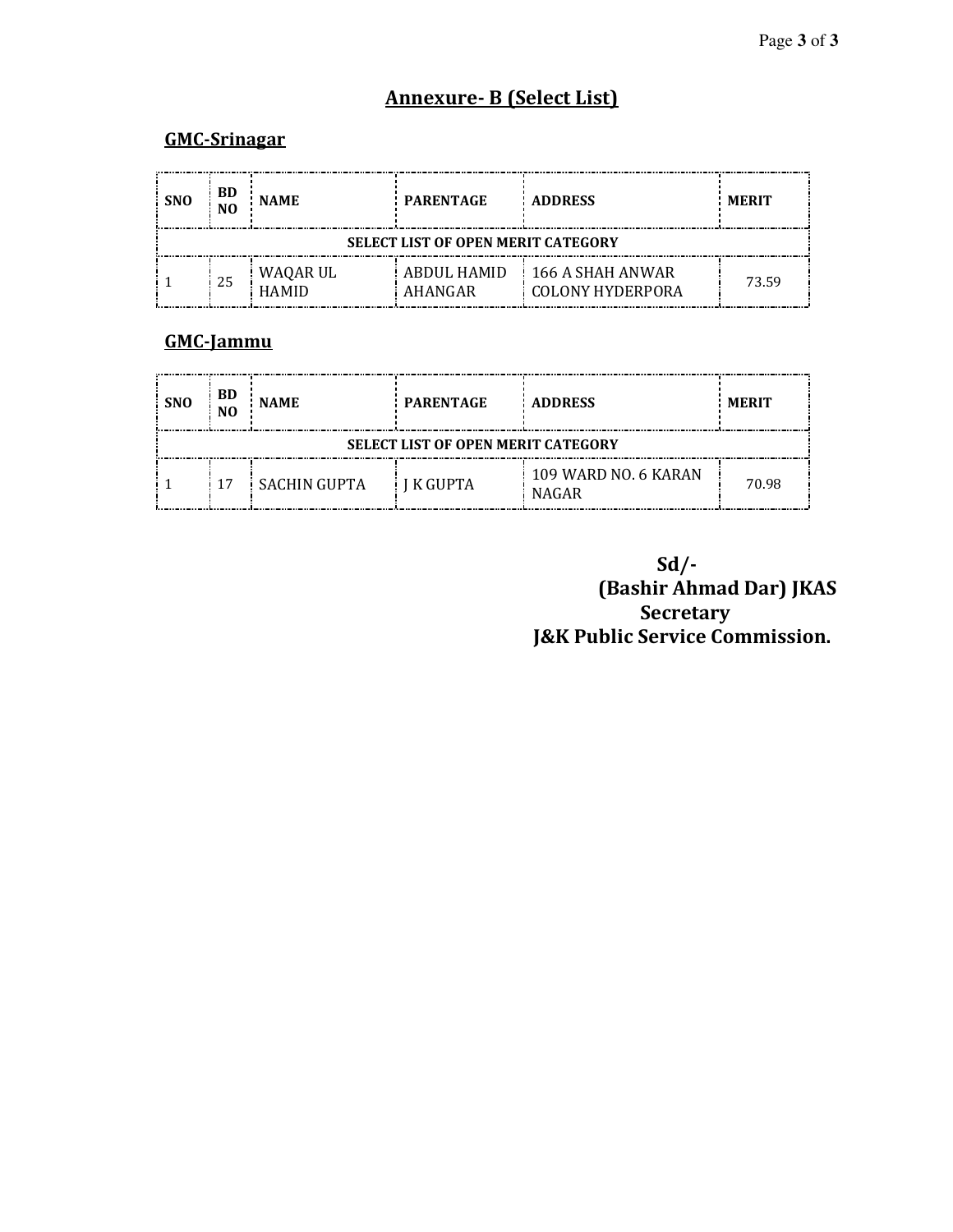## Annexure- B (Select List)

### GMC-Srinagar

| SNO | BD NO | NAME | PARENTAGE | ADDRESS | MERIT |
|---|---|---|---|---|---|
| **SELECT LIST OF OPEN MERIT CATEGORY** | | | | | |
| 1 | 25 | WAQAR UL HAMID | ABDUL HAMID AHANGAR | 166 A SHAH ANWAR COLONY HYDERPORA | 73.59 |

### GMC-Jammu

| SNO | BD NO | NAME | PARENTAGE | ADDRESS | MERIT |
|---|---|---|---|---|---|
| **SELECT LIST OF OPEN MERIT CATEGORY** | | | | | |
| 1 | 17 | SACHIN GUPTA | J K GUPTA | 109 WARD NO. 6 KARAN NAGAR | 70.98 |

**Sd/-**
**(Bashir Ahmad Dar) JKAS**
**Secretary**
**J&K Public Service Commission.**